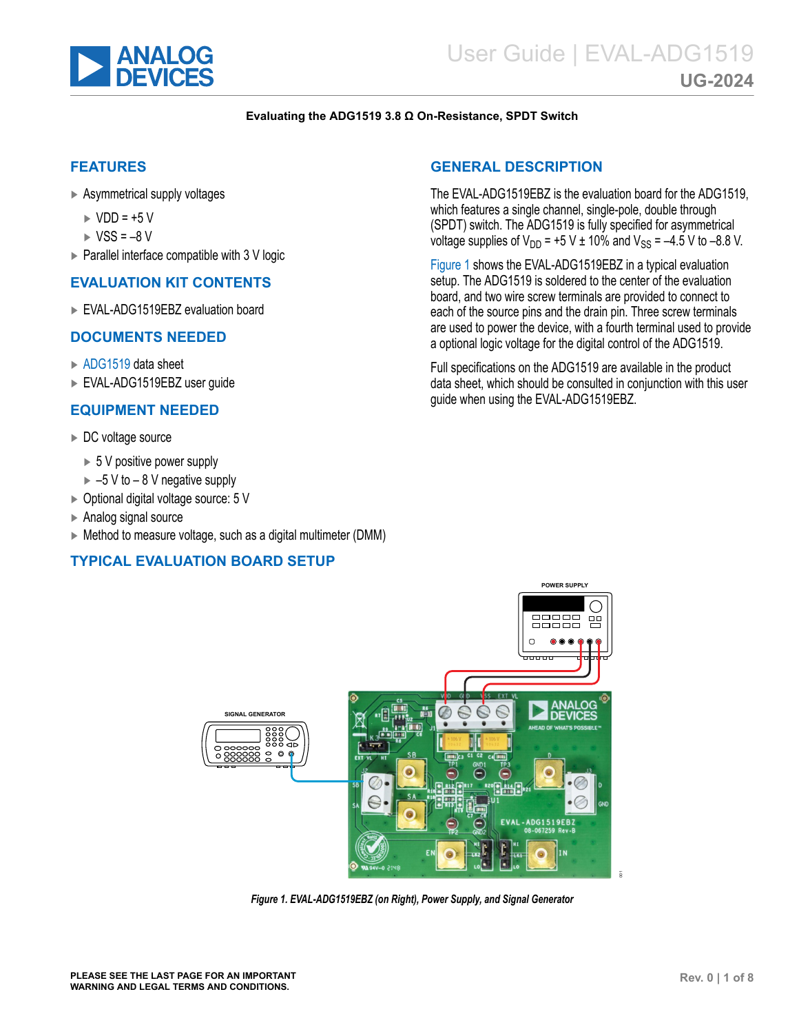# Evaluating the ADG1519 3.8 Ω On-Resistance, SPDT Switch

## FEATURES

- Asymmetrical supply voltages
  - VDD = +5 V
  - VSS = –8 V
- Parallel interface compatible with 3 V logic

## EVALUATION KIT CONTENTS

- EVAL-ADG1519EBZ evaluation board

## DOCUMENTS NEEDED

- ADG1519 data sheet
- EVAL-ADG1519EBZ user guide

## EQUIPMENT NEEDED

- DC voltage source
  - 5 V positive power supply
  - –5 V to – 8 V negative supply
- Optional digital voltage source: 5 V
- Analog signal source
- Method to measure voltage, such as a digital multimeter (DMM)

## GENERAL DESCRIPTION

The EVAL-ADG1519EBZ is the evaluation board for the ADG1519, which features a single channel, single-pole, double through (SPDT) switch. The ADG1519 is fully specified for asymmetrical voltage supplies of $V_{DD}$ = +5 V ± 10% and $V_{SS}$ = –4.5 V to –8.8 V.

Figure 1 shows the EVAL-ADG1519EBZ in a typical evaluation setup. The ADG1519 is soldered to the center of the evaluation board, and two wire screw terminals are provided to connect to each of the source pins and the drain pin. Three screw terminals are used to power the device, with a fourth terminal used to provide a optional logic voltage for the digital control of the ADG1519.

Full specifications on the ADG1519 are available in the product data sheet, which should be consulted in conjunction with this user guide when using the EVAL-ADG1519EBZ.

## TYPICAL EVALUATION BOARD SETUP

*Figure 1. EVAL-ADG1519EBZ (on Right), Power Supply, and Signal Generator*

PLEASE SEE THE LAST PAGE FOR AN IMPORTANT WARNING AND LEGAL TERMS AND CONDITIONS.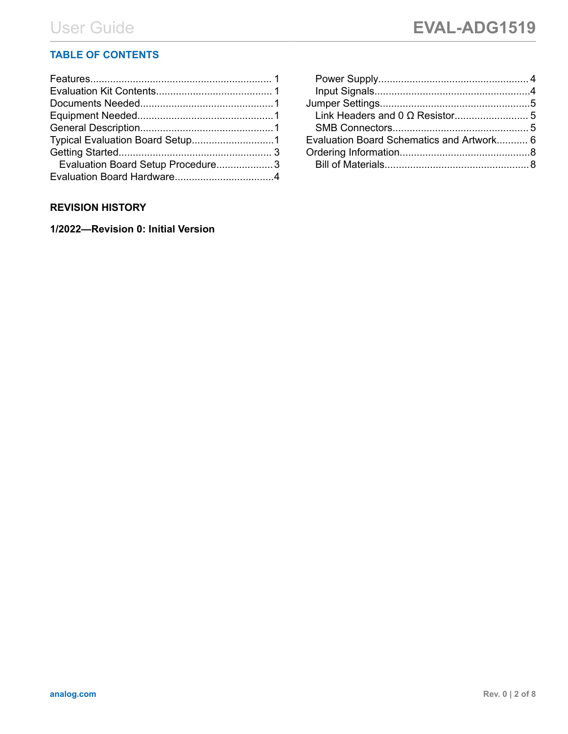## TABLE OF CONTENTS

- Features............................................................... 1
- Evaluation Kit Contents......................................... 1
- Documents Needed...............................................1
- Equipment Needed................................................1
- General Description...............................................1
- Typical Evaluation Board Setup.............................1
- Getting Started..................................................... 3
  - Evaluation Board Setup Procedure....................3
- Evaluation Board Hardware...................................4
  - Power Supply.................................................... 4
  - Input Signals......................................................4
- Jumper Settings....................................................5
  - Link Headers and 0 Ω Resistor.......................... 5
  - SMB Connectors................................................ 5
- Evaluation Board Schematics and Artwork........... 6
- Ordering Information..............................................8
  - Bill of Materials..................................................8

## REVISION HISTORY

**1/2022—Revision 0: Initial Version**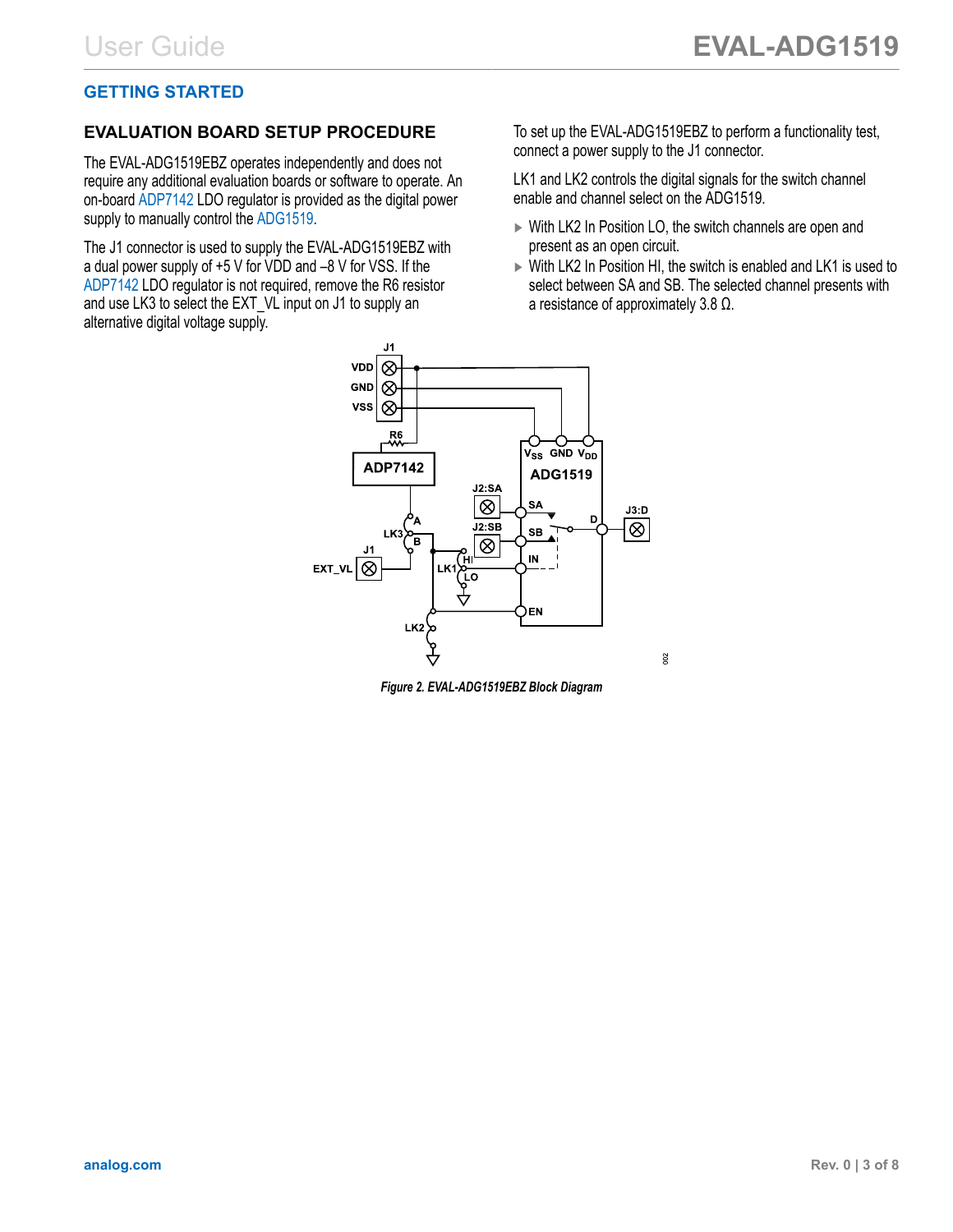## GETTING STARTED

### EVALUATION BOARD SETUP PROCEDURE

The EVAL-ADG1519EBZ operates independently and does not require any additional evaluation boards or software to operate. An on-board ADP7142 LDO regulator is provided as the digital power supply to manually control the ADG1519.

The J1 connector is used to supply the EVAL-ADG1519EBZ with a dual power supply of +5 V for VDD and −8 V for VSS. If the ADP7142 LDO regulator is not required, remove the R6 resistor and use LK3 to select the EXT_VL input on J1 to supply an alternative digital voltage supply.

To set up the EVAL-ADG1519EBZ to perform a functionality test, connect a power supply to the J1 connector.

LK1 and LK2 controls the digital signals for the switch channel enable and channel select on the ADG1519.

- With LK2 In Position LO, the switch channels are open and present as an open circuit.
- With LK2 In Position HI, the switch is enabled and LK1 is used to select between SA and SB. The selected channel presents with a resistance of approximately 3.8 Ω.

*Figure 2. EVAL-ADG1519EBZ Block Diagram*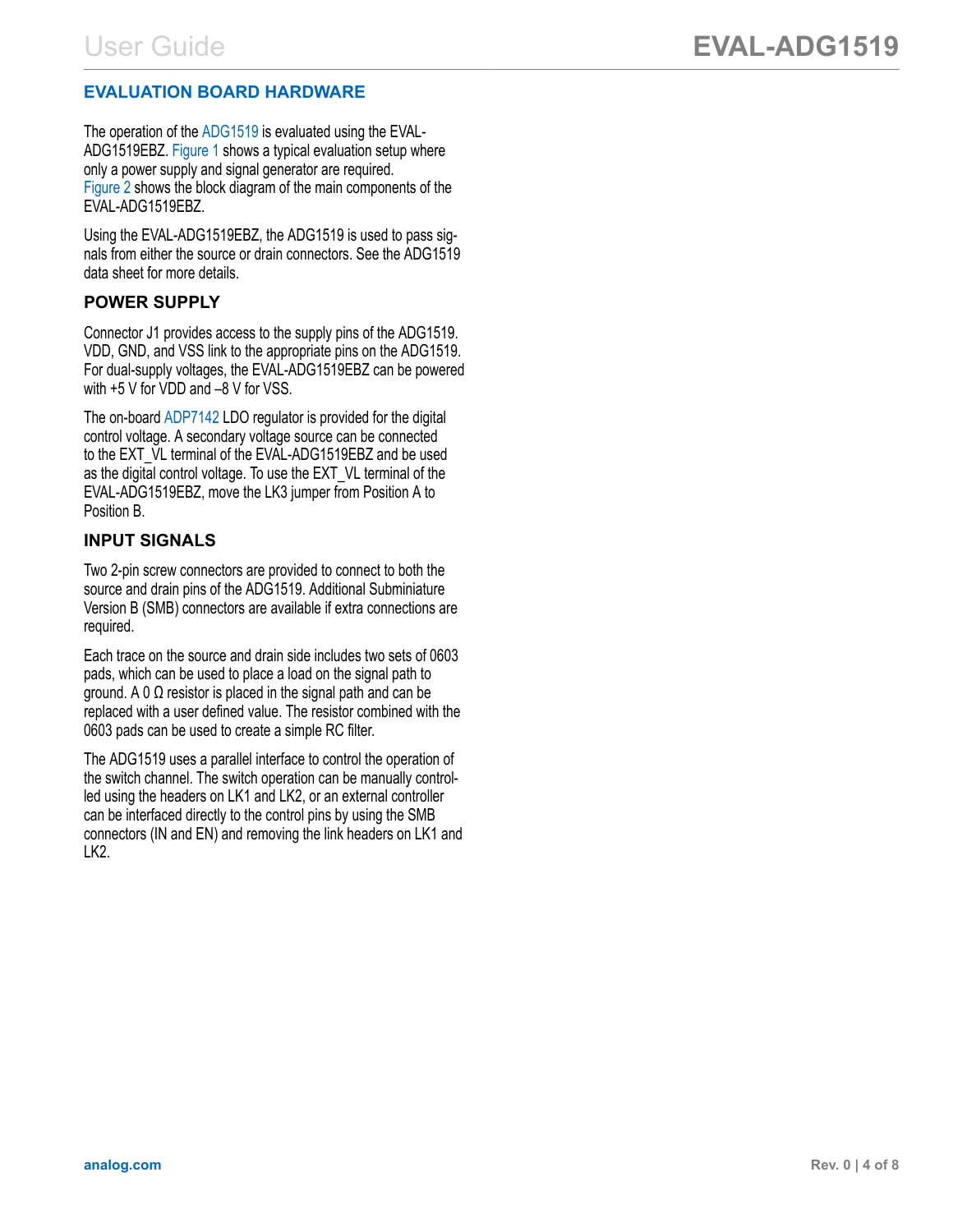## EVALUATION BOARD HARDWARE

The operation of the ADG1519 is evaluated using the EVAL-ADG1519EBZ. Figure 1 shows a typical evaluation setup where only a power supply and signal generator are required. Figure 2 shows the block diagram of the main components of the EVAL-ADG1519EBZ.

Using the EVAL-ADG1519EBZ, the ADG1519 is used to pass signals from either the source or drain connectors. See the ADG1519 data sheet for more details.

### POWER SUPPLY

Connector J1 provides access to the supply pins of the ADG1519. VDD, GND, and VSS link to the appropriate pins on the ADG1519. For dual-supply voltages, the EVAL-ADG1519EBZ can be powered with +5 V for VDD and –8 V for VSS.

The on-board ADP7142 LDO regulator is provided for the digital control voltage. A secondary voltage source can be connected to the EXT_VL terminal of the EVAL-ADG1519EBZ and be used as the digital control voltage. To use the EXT_VL terminal of the EVAL-ADG1519EBZ, move the LK3 jumper from Position A to Position B.

### INPUT SIGNALS

Two 2-pin screw connectors are provided to connect to both the source and drain pins of the ADG1519. Additional Subminiature Version B (SMB) connectors are available if extra connections are required.

Each trace on the source and drain side includes two sets of 0603 pads, which can be used to place a load on the signal path to ground. A 0 Ω resistor is placed in the signal path and can be replaced with a user defined value. The resistor combined with the 0603 pads can be used to create a simple RC filter.

The ADG1519 uses a parallel interface to control the operation of the switch channel. The switch operation can be manually controlled using the headers on LK1 and LK2, or an external controller can be interfaced directly to the control pins by using the SMB connectors (IN and EN) and removing the link headers on LK1 and LK2.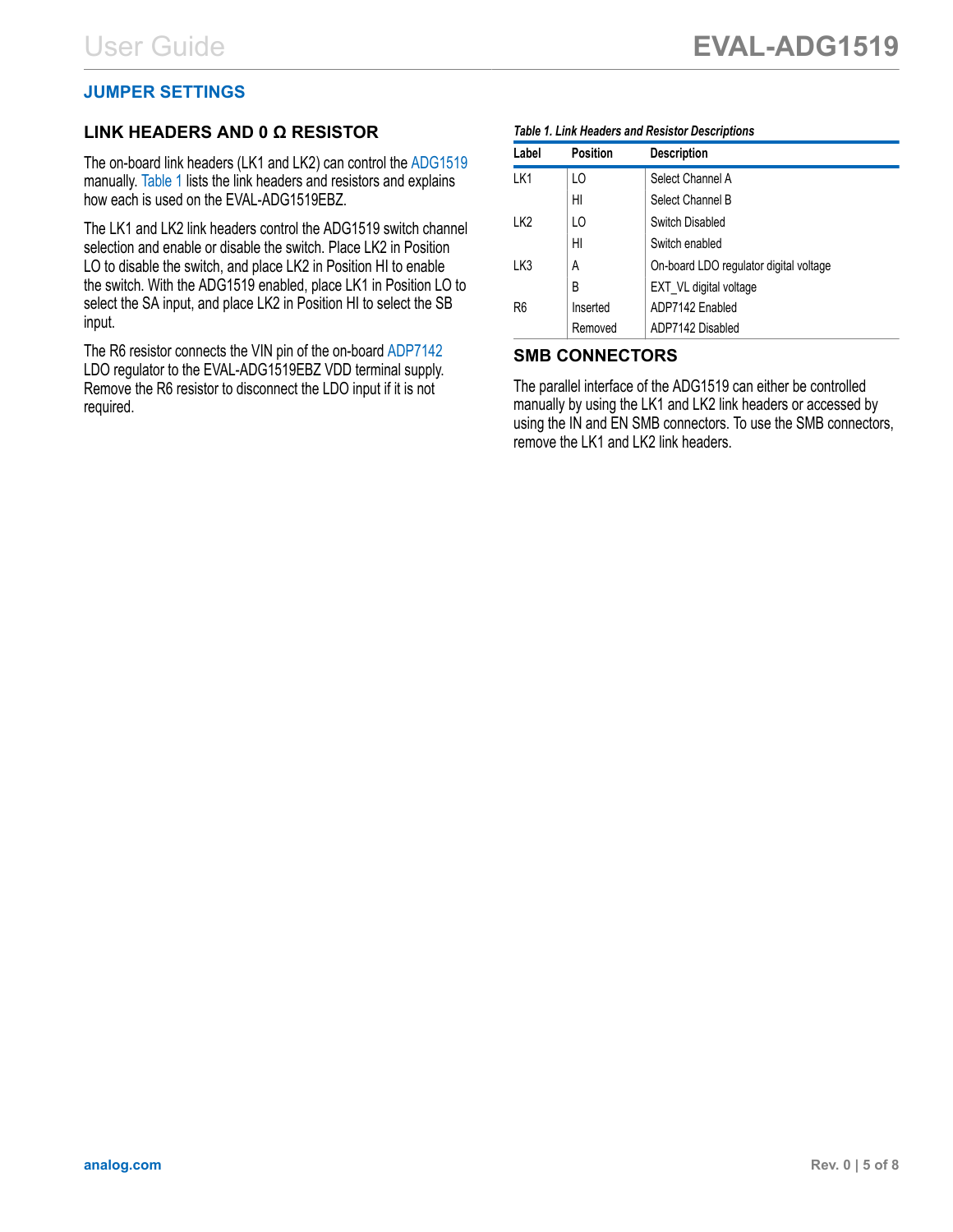## JUMPER SETTINGS

### LINK HEADERS AND 0 Ω RESISTOR

The on-board link headers (LK1 and LK2) can control the ADG1519 manually. Table 1 lists the link headers and resistors and explains how each is used on the EVAL-ADG1519EBZ.

The LK1 and LK2 link headers control the ADG1519 switch channel selection and enable or disable the switch. Place LK2 in Position LO to disable the switch, and place LK2 in Position HI to enable the switch. With the ADG1519 enabled, place LK1 in Position LO to select the SA input, and place LK2 in Position HI to select the SB input.

The R6 resistor connects the VIN pin of the on-board ADP7142 LDO regulator to the EVAL-ADG1519EBZ VDD terminal supply. Remove the R6 resistor to disconnect the LDO input if it is not required.

*Table 1. Link Headers and Resistor Descriptions*

| Label | Position | Description |
|---|---|---|
| LK1 | LO | Select Channel A |
| | HI | Select Channel B |
| LK2 | LO | Switch Disabled |
| | HI | Switch enabled |
| LK3 | A | On-board LDO regulator digital voltage |
| | B | EXT_VL digital voltage |
| R6 | Inserted | ADP7142 Enabled |
| | Removed | ADP7142 Disabled |

### SMB CONNECTORS

The parallel interface of the ADG1519 can either be controlled manually by using the LK1 and LK2 link headers or accessed by using the IN and EN SMB connectors. To use the SMB connectors, remove the LK1 and LK2 link headers.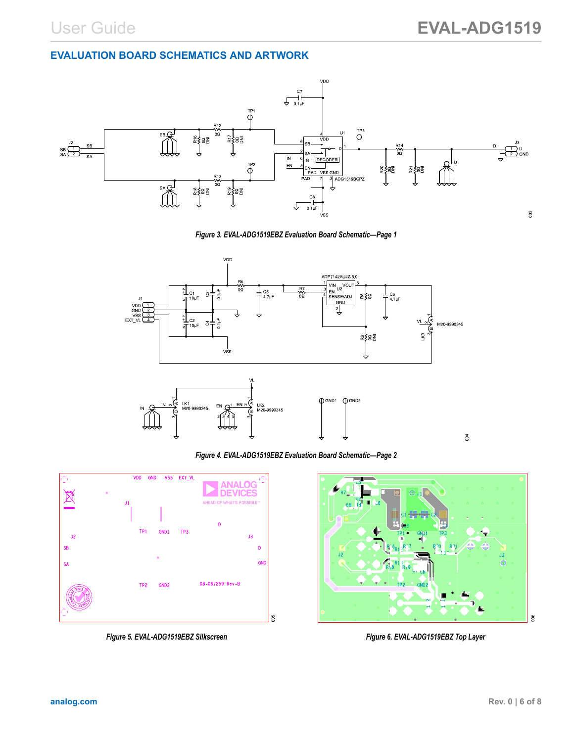## EVALUATION BOARD SCHEMATICS AND ARTWORK

Figure 3. EVAL-ADG1519EBZ Evaluation Board Schematic—Page 1

Figure 4. EVAL-ADG1519EBZ Evaluation Board Schematic—Page 2

Figure 5. EVAL-ADG1519EBZ Silkscreen

Figure 6. EVAL-ADG1519EBZ Top Layer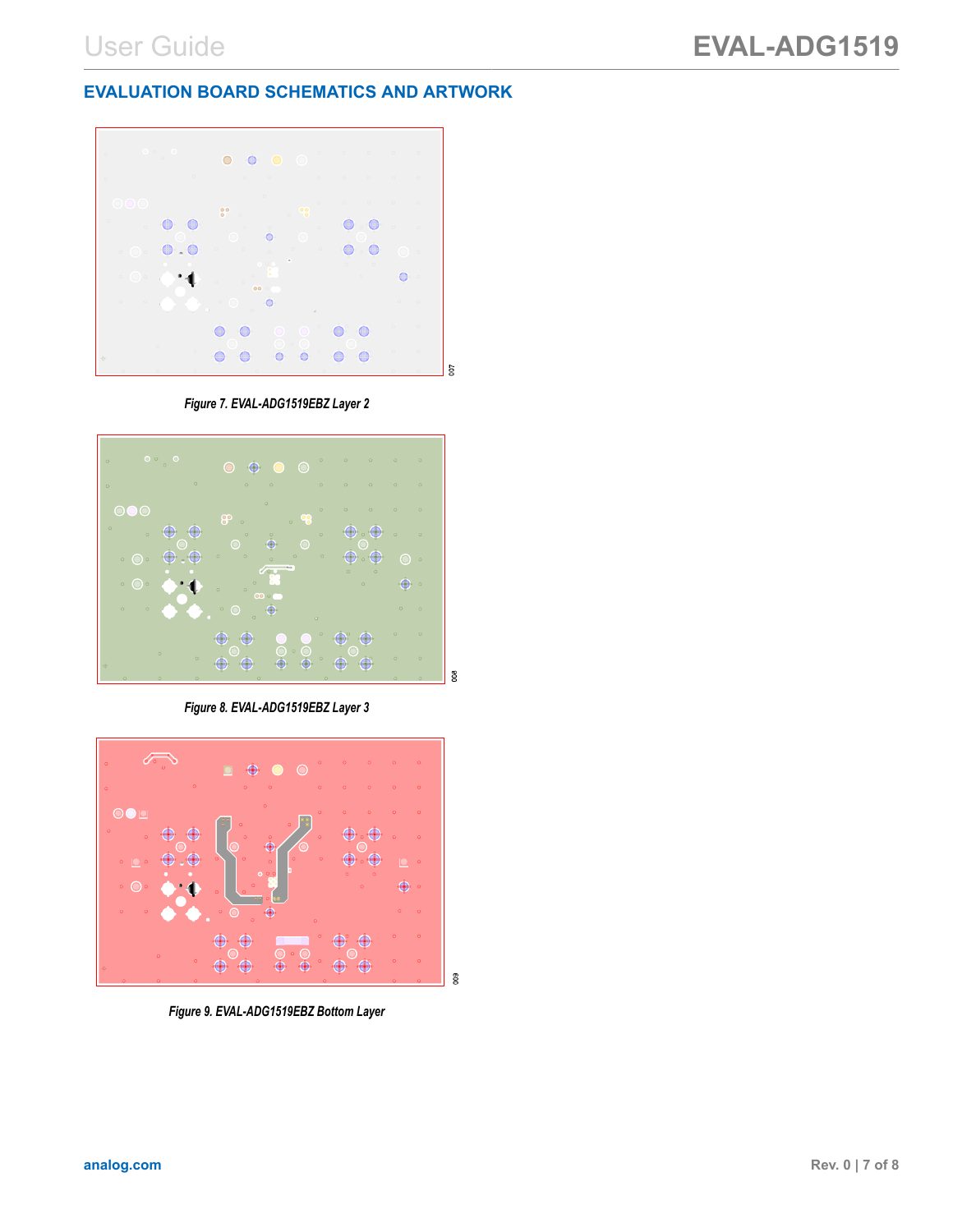## EVALUATION BOARD SCHEMATICS AND ARTWORK

*Figure 7. EVAL-ADG1519EBZ Layer 2*

*Figure 8. EVAL-ADG1519EBZ Layer 3*

*Figure 9. EVAL-ADG1519EBZ Bottom Layer*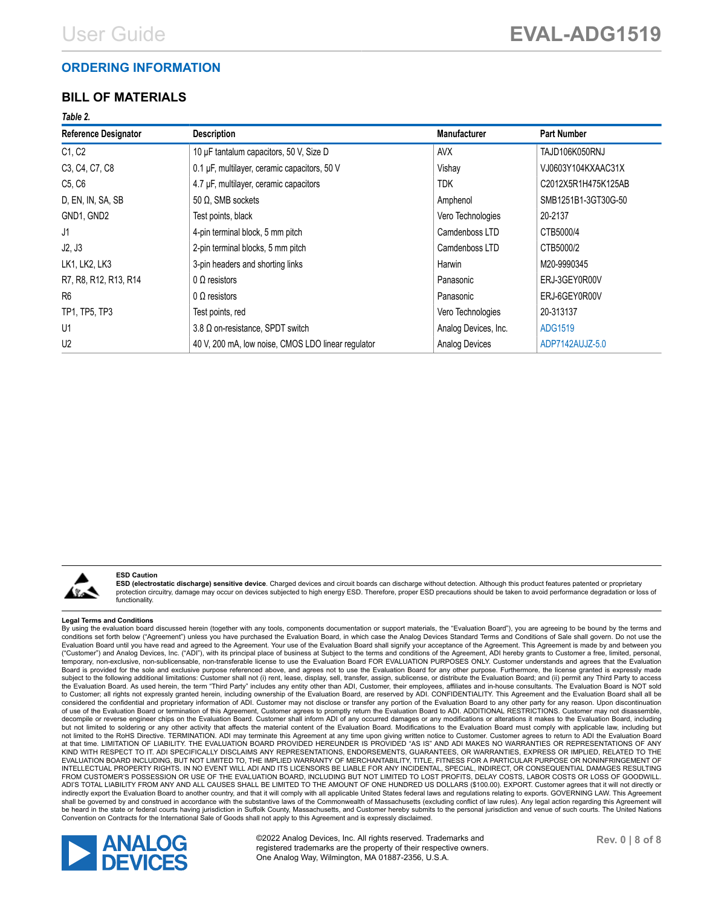## ORDERING INFORMATION

### BILL OF MATERIALS

*Table 2.*

| Reference Designator | Description | Manufacturer | Part Number |
|---|---|---|---|
| C1, C2 | 10 µF tantalum capacitors, 50 V, Size D | AVX | TAJD106K050RNJ |
| C3, C4, C7, C8 | 0.1 µF, multilayer, ceramic capacitors, 50 V | Vishay | VJ0603Y104KXAAC31X |
| C5, C6 | 4.7 µF, multilayer, ceramic capacitors | TDK | C2012X5R1H475K125AB |
| D, EN, IN, SA, SB | 50 Ω, SMB sockets | Amphenol | SMB1251B1-3GT30G-50 |
| GND1, GND2 | Test points, black | Vero Technologies | 20-2137 |
| J1 | 4-pin terminal block, 5 mm pitch | Camdenboss LTD | CTB5000/4 |
| J2, J3 | 2-pin terminal blocks, 5 mm pitch | Camdenboss LTD | CTB5000/2 |
| LK1, LK2, LK3 | 3-pin headers and shorting links | Harwin | M20-9990345 |
| R7, R8, R12, R13, R14 | 0 Ω resistors | Panasonic | ERJ-3GEY0R00V |
| R6 | 0 Ω resistors | Panasonic | ERJ-6GEY0R00V |
| TP1, TP5, TP3 | Test points, red | Vero Technologies | 20-313137 |
| U1 | 3.8 Ω on-resistance, SPDT switch | Analog Devices, Inc. | ADG1519 |
| U2 | 40 V, 200 mA, low noise, CMOS LDO linear regulator | Analog Devices | ADP7142AUJZ-5.0 |

**ESD Caution**

**ESD (electrostatic discharge) sensitive device**. Charged devices and circuit boards can discharge without detection. Although this product features patented or proprietary protection circuitry, damage may occur on devices subjected to high energy ESD. Therefore, proper ESD precautions should be taken to avoid performance degradation or loss of functionality.

**Legal Terms and Conditions**

By using the evaluation board discussed herein (together with any tools, components documentation or support materials, the "Evaluation Board"), you are agreeing to be bound by the terms and conditions set forth below ("Agreement") unless you have purchased the Evaluation Board, in which case the Analog Devices Standard Terms and Conditions of Sale shall govern. Do not use the Evaluation Board until you have read and agreed to the Agreement. Your use of the Evaluation Board shall signify your acceptance of the Agreement. This Agreement is made by and between you ("Customer") and Analog Devices, Inc. ("ADI"), with its principal place of business at Subject to the terms and conditions of the Agreement, ADI hereby grants to Customer a free, limited, personal, temporary, non-exclusive, non-sublicensable, non-transferable license to use the Evaluation Board FOR EVALUATION PURPOSES ONLY. Customer understands and agrees that the Evaluation Board is provided for the sole and exclusive purpose referenced above, and agrees not to use the Evaluation Board for any other purpose. Furthermore, the license granted is expressly made subject to the following additional limitations: Customer shall not (i) rent, lease, display, sell, transfer, assign, sublicense, or distribute the Evaluation Board; and (ii) permit any Third Party to access the Evaluation Board. As used herein, the term "Third Party" includes any entity other than ADI, Customer, their employees, affiliates and in-house consultants. The Evaluation Board is NOT sold to Customer; all rights not expressly granted herein, including ownership of the Evaluation Board, are reserved by ADI. CONFIDENTIALITY. This Agreement and the Evaluation Board shall all be considered the confidential and proprietary information of ADI. Customer may not disclose or transfer any portion of the Evaluation Board to any other party for any reason. Upon discontinuation of use of the Evaluation Board or termination of this Agreement, Customer agrees to promptly return the Evaluation Board to ADI. ADDITIONAL RESTRICTIONS. Customer may not disassemble, decompile or reverse engineer chips on the Evaluation Board. Customer shall inform ADI of any occurred damages or any modifications or alterations it makes to the Evaluation Board, including but not limited to soldering or any other activity that affects the material content of the Evaluation Board. Modifications to the Evaluation Board must comply with applicable law, including but not limited to the RoHS Directive. TERMINATION. ADI may terminate this Agreement at any time upon giving written notice to Customer. Customer agrees to return to ADI the Evaluation Board at that time. LIMITATION OF LIABILITY. THE EVALUATION BOARD PROVIDED HEREUNDER IS PROVIDED "AS IS" AND ADI MAKES NO WARRANTIES OR REPRESENTATIONS OF ANY KIND WITH RESPECT TO IT. ADI SPECIFICALLY DISCLAIMS ANY REPRESENTATIONS, ENDORSEMENTS, GUARANTEES, OR WARRANTIES, EXPRESS OR IMPLIED, RELATED TO THE EVALUATION BOARD INCLUDING, BUT NOT LIMITED TO, THE IMPLIED WARRANTY OF MERCHANTABILITY, TITLE, FITNESS FOR A PARTICULAR PURPOSE OR NONINFRINGEMENT OF INTELLECTUAL PROPERTY RIGHTS. IN NO EVENT WILL ADI AND ITS LICENSORS BE LIABLE FOR ANY INCIDENTAL, SPECIAL, INDIRECT, OR CONSEQUENTIAL DAMAGES RESULTING FROM CUSTOMER'S POSSESSION OR USE OF THE EVALUATION BOARD, INCLUDING BUT NOT LIMITED TO LOST PROFITS, DELAY COSTS, LABOR COSTS OR LOSS OF GOODWILL. ADI'S TOTAL LIABILITY FROM ANY AND ALL CAUSES SHALL BE LIMITED TO THE AMOUNT OF ONE HUNDRED US DOLLARS ($100.00). EXPORT. Customer agrees that it will not directly or indirectly export the Evaluation Board to another country, and that it will comply with all applicable United States federal laws and regulations relating to exports. GOVERNING LAW. This Agreement shall be governed by and construed in accordance with the substantive laws of the Commonwealth of Massachusetts (excluding conflict of law rules). Any legal action regarding this Agreement will be heard in the state or federal courts having jurisdiction in Suffolk County, Massachusetts, and Customer hereby submits to the personal jurisdiction and venue of such courts. The United Nations Convention on Contracts for the International Sale of Goods shall not apply to this Agreement and is expressly disclaimed.

©2022 Analog Devices, Inc. All rights reserved. Trademarks and registered trademarks are the property of their respective owners.
One Analog Way, Wilmington, MA 01887-2356, U.S.A.